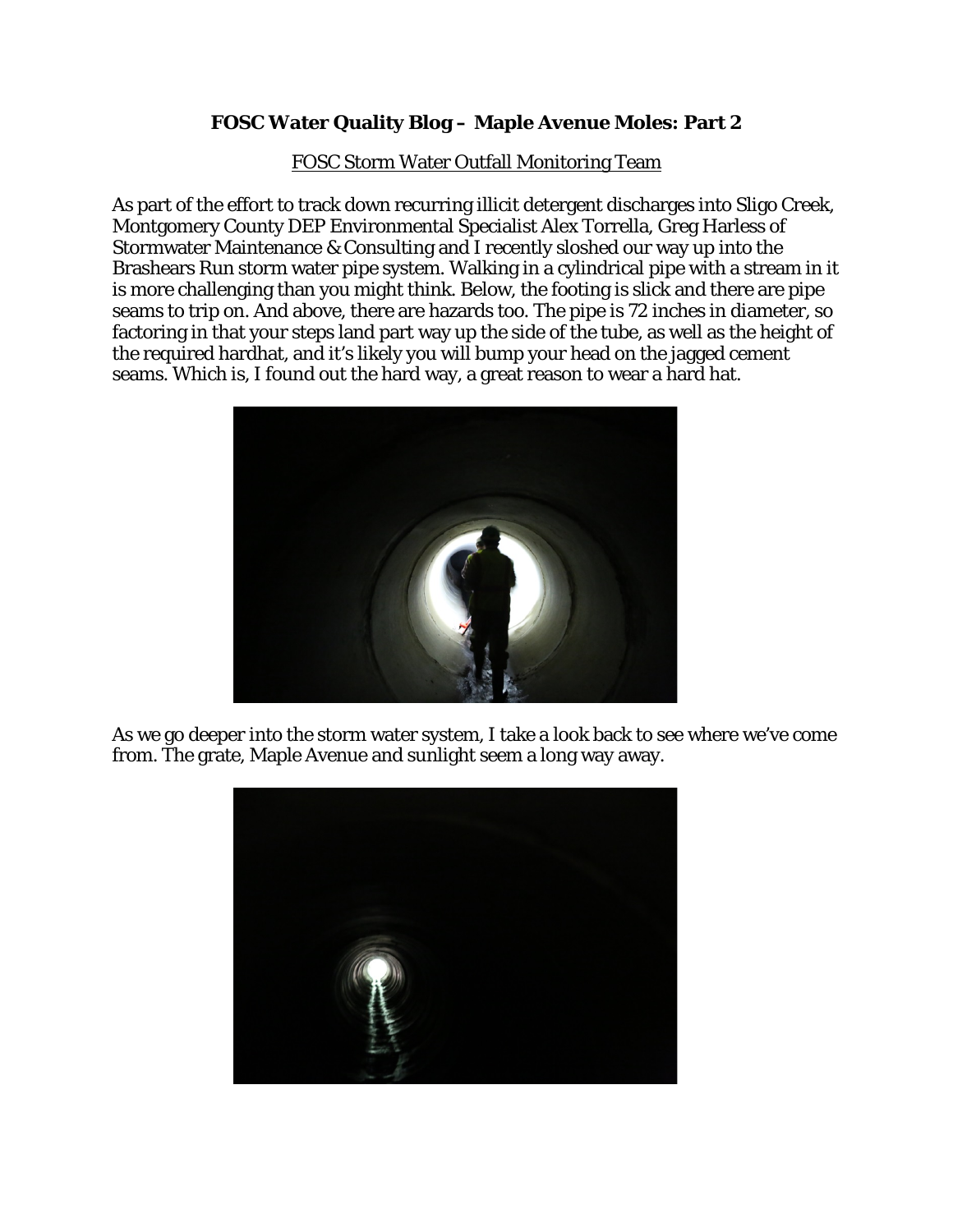# FOSC Water Quality Blog – Maple Avenue Moles: Part 2

FOSC Storm Water Outfall Monitoring Team

As part of the effort to track down recurring illicit detergent discharges into Sligo Creek, Montgomery County DEP Environmental Specialist Alex Torrella, Greg Harless of Stormwater Maintenance & Consulting and I recently sloshed our way up into the Brashears Run storm water pipe system. Walking in a cylindrical pipe with a stream in it is more challenging than you might think. Below, the footing is slick and there are pipe seams to trip on. And above, there are hazards too. The pipe is 72 inches in diameter, so factoring in that your steps land part way up the side of the tube, as well as the height of the required hardhat, and it's likely you will bump your head on the jagged cement seams. Which is, I found out the hard way, a great reason to wear a hard hat.

As we go deeper into the storm water system, I take a look back to see where we've come from. The grate, Maple Avenue and sunlight seem a long way away.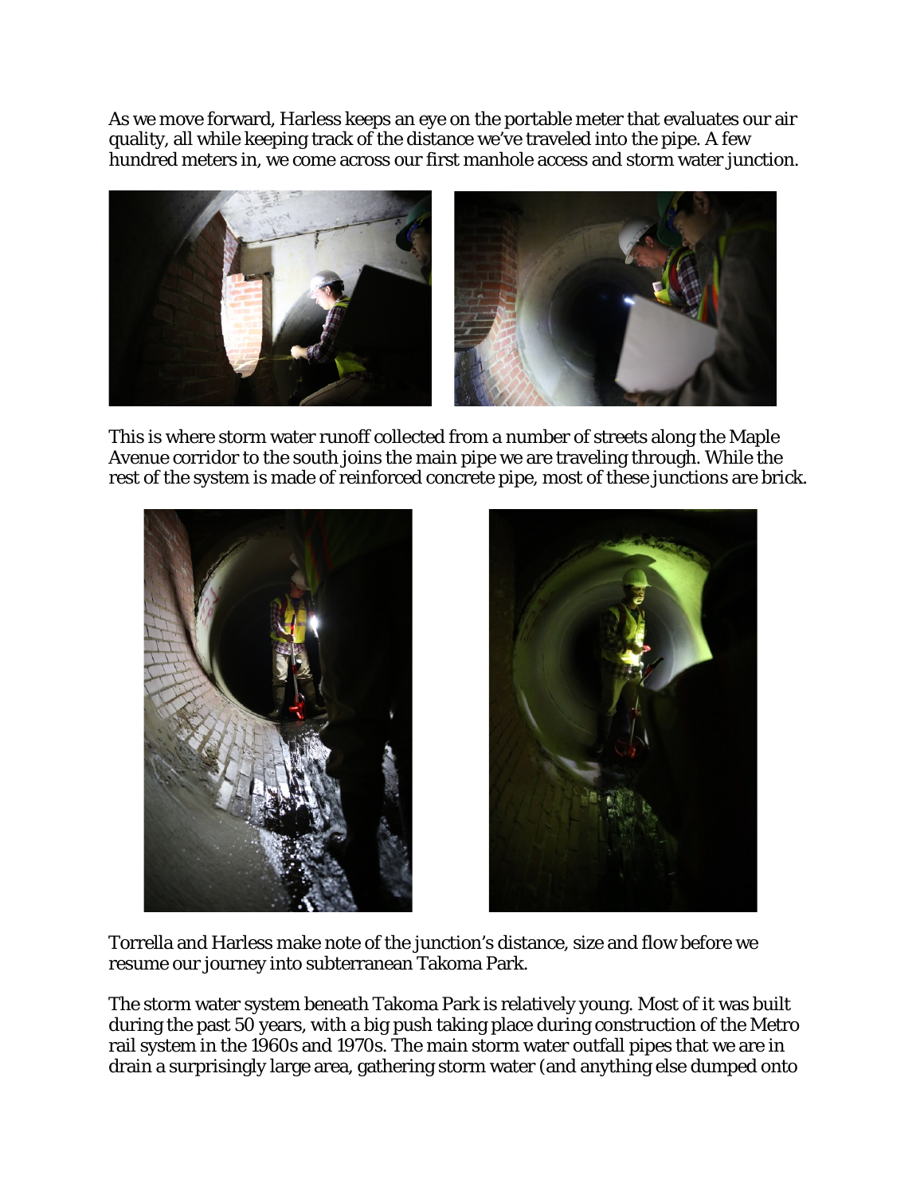As we move forward, Harless keeps an eye on the portable meter that evaluates our air quality, all while keeping track of the distance we've traveled into the pipe. A few hundred meters in, we come across our first manhole access and storm water junction.

This is where storm water runoff collected from a number of streets along the Maple Avenue corridor to the south joins the main pipe we are traveling through. While the rest of the system is made of reinforced concrete pipe, most of these junctions are brick.

Torrella and Harless make note of the junction's distance, size and flow before we resume our journey into subterranean Takoma Park.

The storm water system beneath Takoma Park is relatively young. Most of it was built during the past 50 years, with a big push taking place during construction of the Metro rail system in the 1960s and 1970s. The main storm water outfall pipes that we are in drain a surprisingly large area, gathering storm water (and anything else dumped onto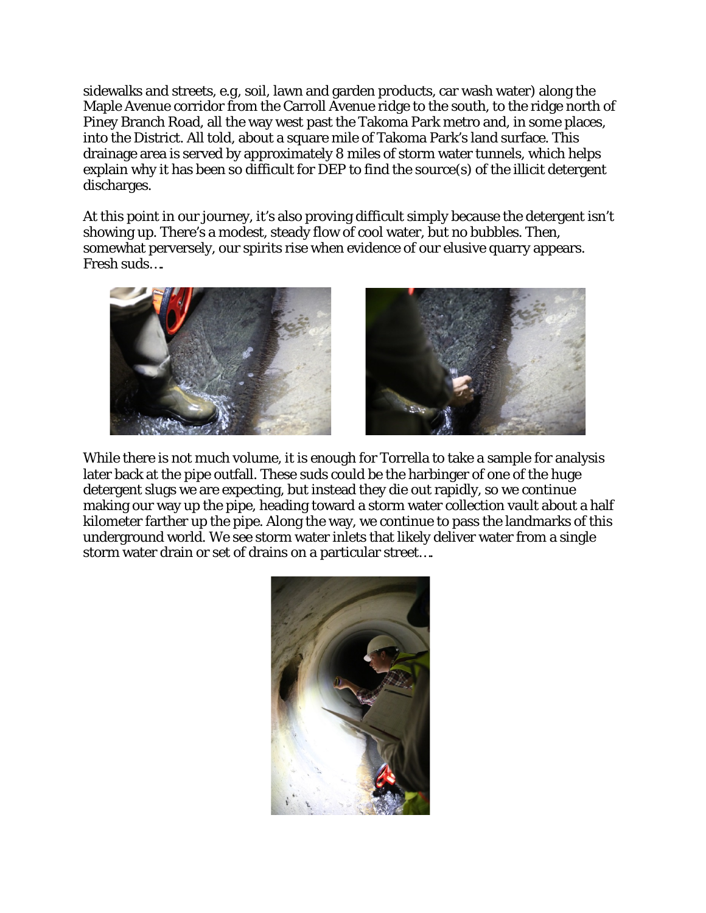sidewalks and streets, e.g, soil, lawn and garden products, car wash water) along the Maple Avenue corridor from the Carroll Avenue ridge to the south, to the ridge north of Piney Branch Road, all the way west past the Takoma Park metro and, in some places, into the District. All told, about a square mile of Takoma Park's land surface. This drainage area is served by approximately 8 miles of storm water tunnels, which helps explain why it has been so difficult for DEP to find the source(s) of the illicit detergent discharges.

At this point in our journey, it's also proving difficult simply because the detergent isn't showing up. There's a modest, steady flow of cool water, but no bubbles. Then, somewhat perversely, our spirits rise when evidence of our elusive quarry appears. Fresh suds….

While there is not much volume, it is enough for Torrella to take a sample for analysis later back at the pipe outfall. These suds could be the harbinger of one of the huge detergent slugs we are expecting, but instead they die out rapidly, so we continue making our way up the pipe, heading toward a storm water collection vault about a half kilometer farther up the pipe. Along the way, we continue to pass the landmarks of this underground world. We see storm water inlets that likely deliver water from a single storm water drain or set of drains on a particular street….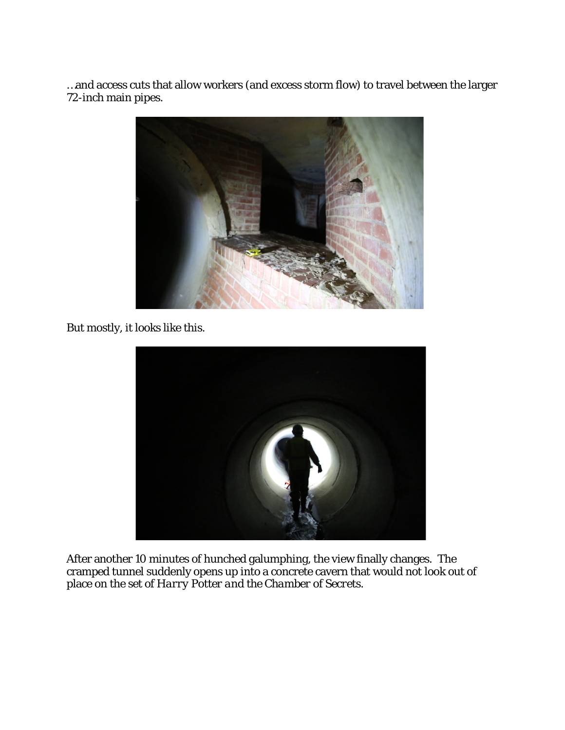…and access cuts that allow workers (and excess storm flow) to travel between the larger 72-inch main pipes.

But mostly, it looks like this.

After another 10 minutes of hunched galumphing, the view finally changes. The cramped tunnel suddenly opens up into a concrete cavern that would not look out of place on the set of *Harry Potter and the Chamber of Secrets*.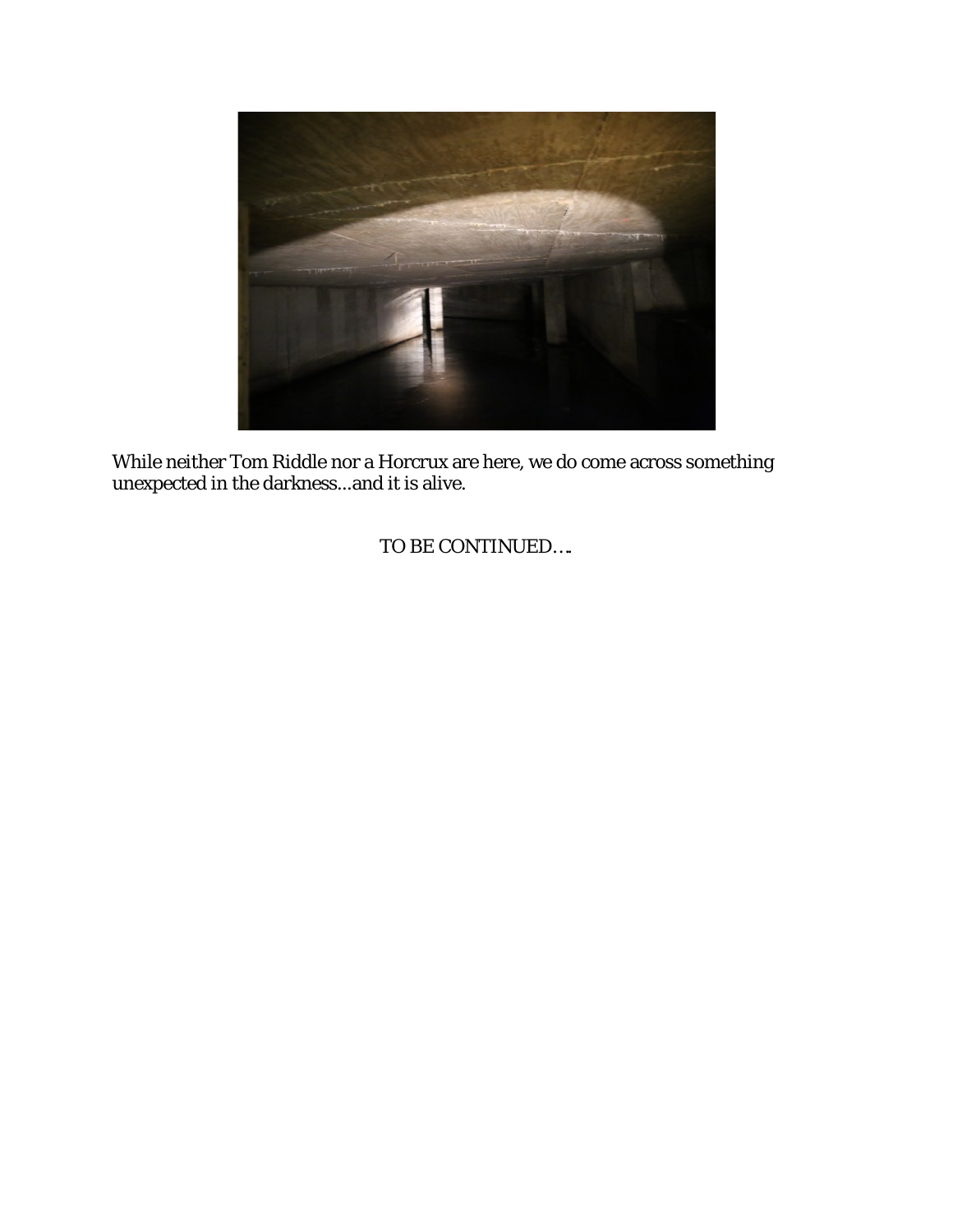While neither Tom Riddle nor a Horcrux are here, we do come across something unexpected in the darkness...and it is alive.

TO BE CONTINUED….